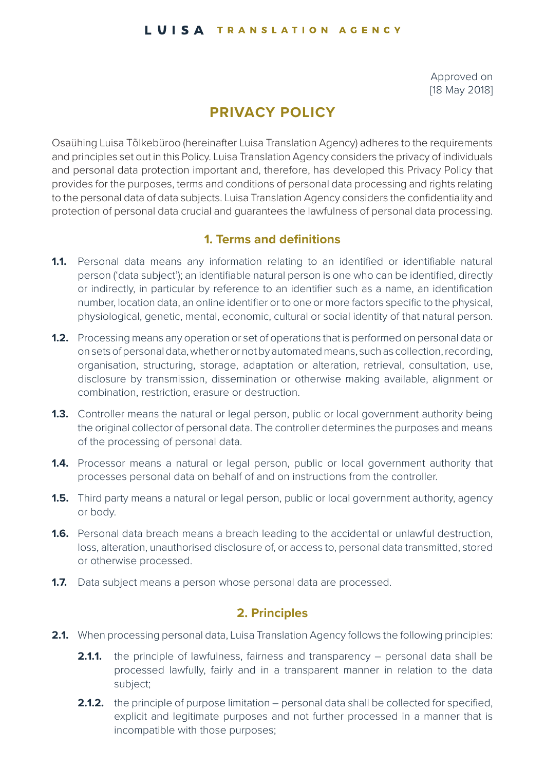Approved on
[18 May 2018]

# PRIVACY POLICY

Osaühing Luisa Tõlkebüroo (hereinafter Luisa Translation Agency) adheres to the requirements and principles set out in this Policy. Luisa Translation Agency considers the privacy of individuals and personal data protection important and, therefore, has developed this Privacy Policy that provides for the purposes, terms and conditions of personal data processing and rights relating to the personal data of data subjects. Luisa Translation Agency considers the confidentiality and protection of personal data crucial and guarantees the lawfulness of personal data processing.

## 1. Terms and definitions

**1.1.** Personal data means any information relating to an identified or identifiable natural person ('data subject'); an identifiable natural person is one who can be identified, directly or indirectly, in particular by reference to an identifier such as a name, an identification number, location data, an online identifier or to one or more factors specific to the physical, physiological, genetic, mental, economic, cultural or social identity of that natural person.

**1.2.** Processing means any operation or set of operations that is performed on personal data or on sets of personal data, whether or not by automated means, such as collection, recording, organisation, structuring, storage, adaptation or alteration, retrieval, consultation, use, disclosure by transmission, dissemination or otherwise making available, alignment or combination, restriction, erasure or destruction.

**1.3.** Controller means the natural or legal person, public or local government authority being the original collector of personal data. The controller determines the purposes and means of the processing of personal data.

**1.4.** Processor means a natural or legal person, public or local government authority that processes personal data on behalf of and on instructions from the controller.

**1.5.** Third party means a natural or legal person, public or local government authority, agency or body.

**1.6.** Personal data breach means a breach leading to the accidental or unlawful destruction, loss, alteration, unauthorised disclosure of, or access to, personal data transmitted, stored or otherwise processed.

**1.7.** Data subject means a person whose personal data are processed.

## 2. Principles

**2.1.** When processing personal data, Luisa Translation Agency follows the following principles:

- **2.1.1.** the principle of lawfulness, fairness and transparency – personal data shall be processed lawfully, fairly and in a transparent manner in relation to the data subject;
- **2.1.2.** the principle of purpose limitation – personal data shall be collected for specified, explicit and legitimate purposes and not further processed in a manner that is incompatible with those purposes;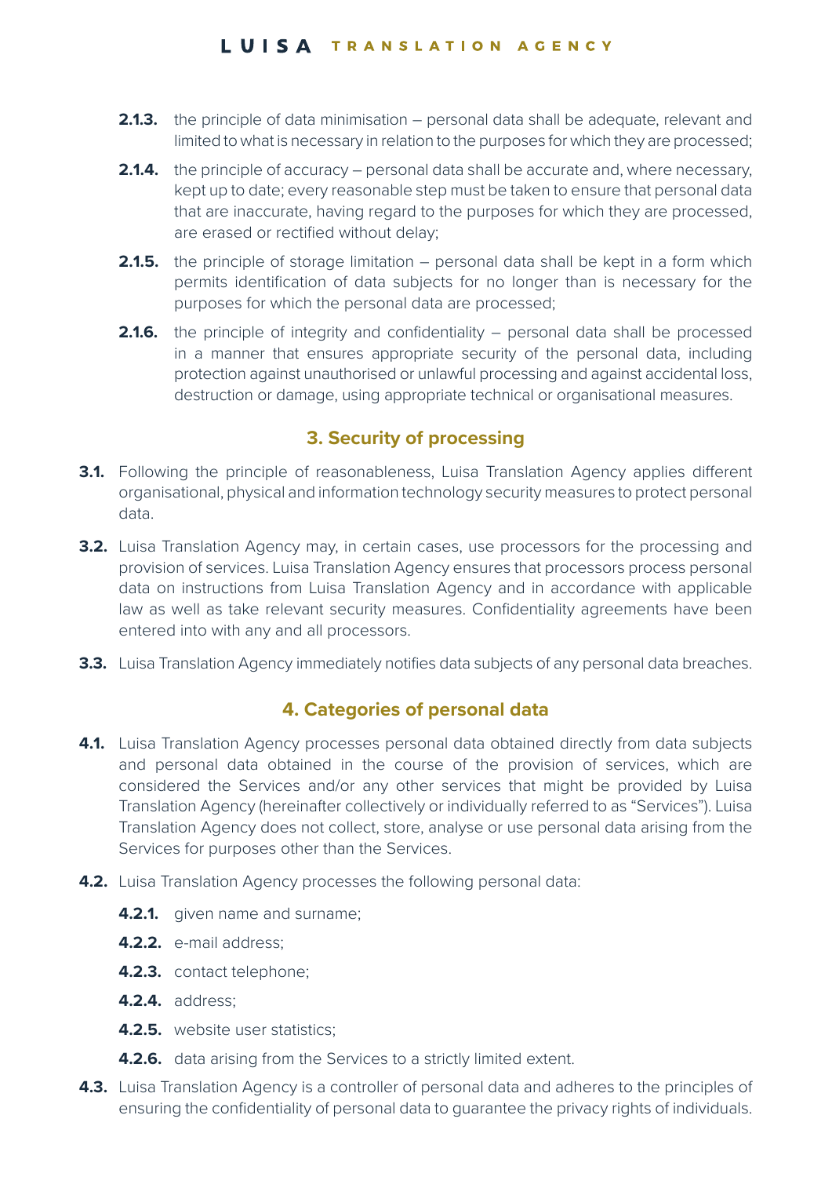**2.1.3.** the principle of data minimisation – personal data shall be adequate, relevant and limited to what is necessary in relation to the purposes for which they are processed;

**2.1.4.** the principle of accuracy – personal data shall be accurate and, where necessary, kept up to date; every reasonable step must be taken to ensure that personal data that are inaccurate, having regard to the purposes for which they are processed, are erased or rectified without delay;

**2.1.5.** the principle of storage limitation – personal data shall be kept in a form which permits identification of data subjects for no longer than is necessary for the purposes for which the personal data are processed;

**2.1.6.** the principle of integrity and confidentiality – personal data shall be processed in a manner that ensures appropriate security of the personal data, including protection against unauthorised or unlawful processing and against accidental loss, destruction or damage, using appropriate technical or organisational measures.

## 3. Security of processing

**3.1.** Following the principle of reasonableness, Luisa Translation Agency applies different organisational, physical and information technology security measures to protect personal data.

**3.2.** Luisa Translation Agency may, in certain cases, use processors for the processing and provision of services. Luisa Translation Agency ensures that processors process personal data on instructions from Luisa Translation Agency and in accordance with applicable law as well as take relevant security measures. Confidentiality agreements have been entered into with any and all processors.

**3.3.** Luisa Translation Agency immediately notifies data subjects of any personal data breaches.

## 4. Categories of personal data

**4.1.** Luisa Translation Agency processes personal data obtained directly from data subjects and personal data obtained in the course of the provision of services, which are considered the Services and/or any other services that might be provided by Luisa Translation Agency (hereinafter collectively or individually referred to as "Services"). Luisa Translation Agency does not collect, store, analyse or use personal data arising from the Services for purposes other than the Services.

**4.2.** Luisa Translation Agency processes the following personal data:

**4.2.1.** given name and surname;

**4.2.2.** e-mail address;

**4.2.3.** contact telephone;

**4.2.4.** address;

**4.2.5.** website user statistics;

**4.2.6.** data arising from the Services to a strictly limited extent.

**4.3.** Luisa Translation Agency is a controller of personal data and adheres to the principles of ensuring the confidentiality of personal data to guarantee the privacy rights of individuals.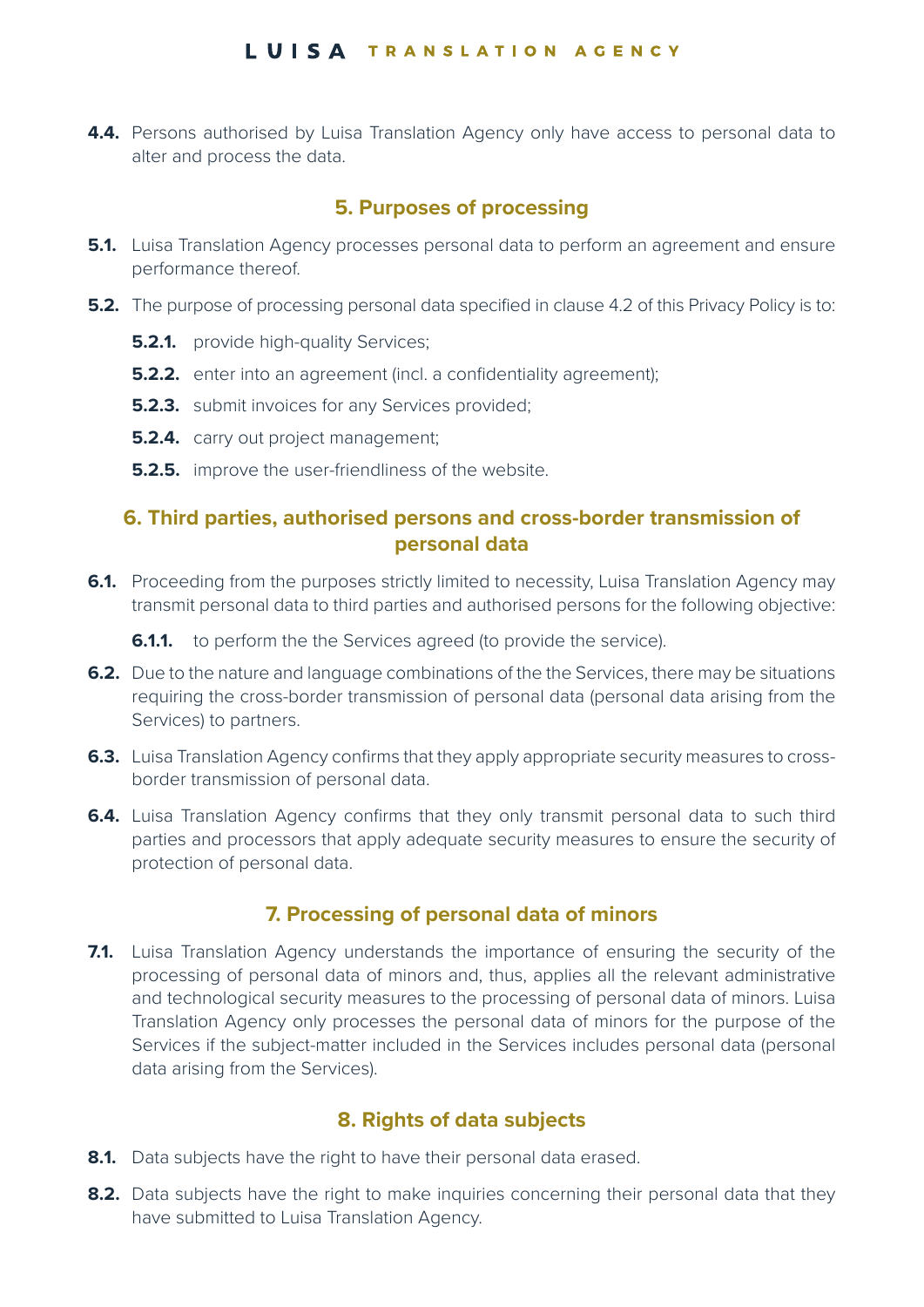**4.4.** Persons authorised by Luisa Translation Agency only have access to personal data to alter and process the data.

## 5. Purposes of processing

**5.1.** Luisa Translation Agency processes personal data to perform an agreement and ensure performance thereof.

**5.2.** The purpose of processing personal data specified in clause 4.2 of this Privacy Policy is to:

- **5.2.1.** provide high-quality Services;
- **5.2.2.** enter into an agreement (incl. a confidentiality agreement);
- **5.2.3.** submit invoices for any Services provided;
- **5.2.4.** carry out project management;
- **5.2.5.** improve the user-friendliness of the website.

## 6. Third parties, authorised persons and cross-border transmission of personal data

**6.1.** Proceeding from the purposes strictly limited to necessity, Luisa Translation Agency may transmit personal data to third parties and authorised persons for the following objective:

- **6.1.1.** to perform the the Services agreed (to provide the service).

**6.2.** Due to the nature and language combinations of the the Services, there may be situations requiring the cross-border transmission of personal data (personal data arising from the Services) to partners.

**6.3.** Luisa Translation Agency confirms that they apply appropriate security measures to cross-border transmission of personal data.

**6.4.** Luisa Translation Agency confirms that they only transmit personal data to such third parties and processors that apply adequate security measures to ensure the security of protection of personal data.

## 7. Processing of personal data of minors

**7.1.** Luisa Translation Agency understands the importance of ensuring the security of the processing of personal data of minors and, thus, applies all the relevant administrative and technological security measures to the processing of personal data of minors. Luisa Translation Agency only processes the personal data of minors for the purpose of the Services if the subject-matter included in the Services includes personal data (personal data arising from the Services).

## 8. Rights of data subjects

**8.1.** Data subjects have the right to have their personal data erased.

**8.2.** Data subjects have the right to make inquiries concerning their personal data that they have submitted to Luisa Translation Agency.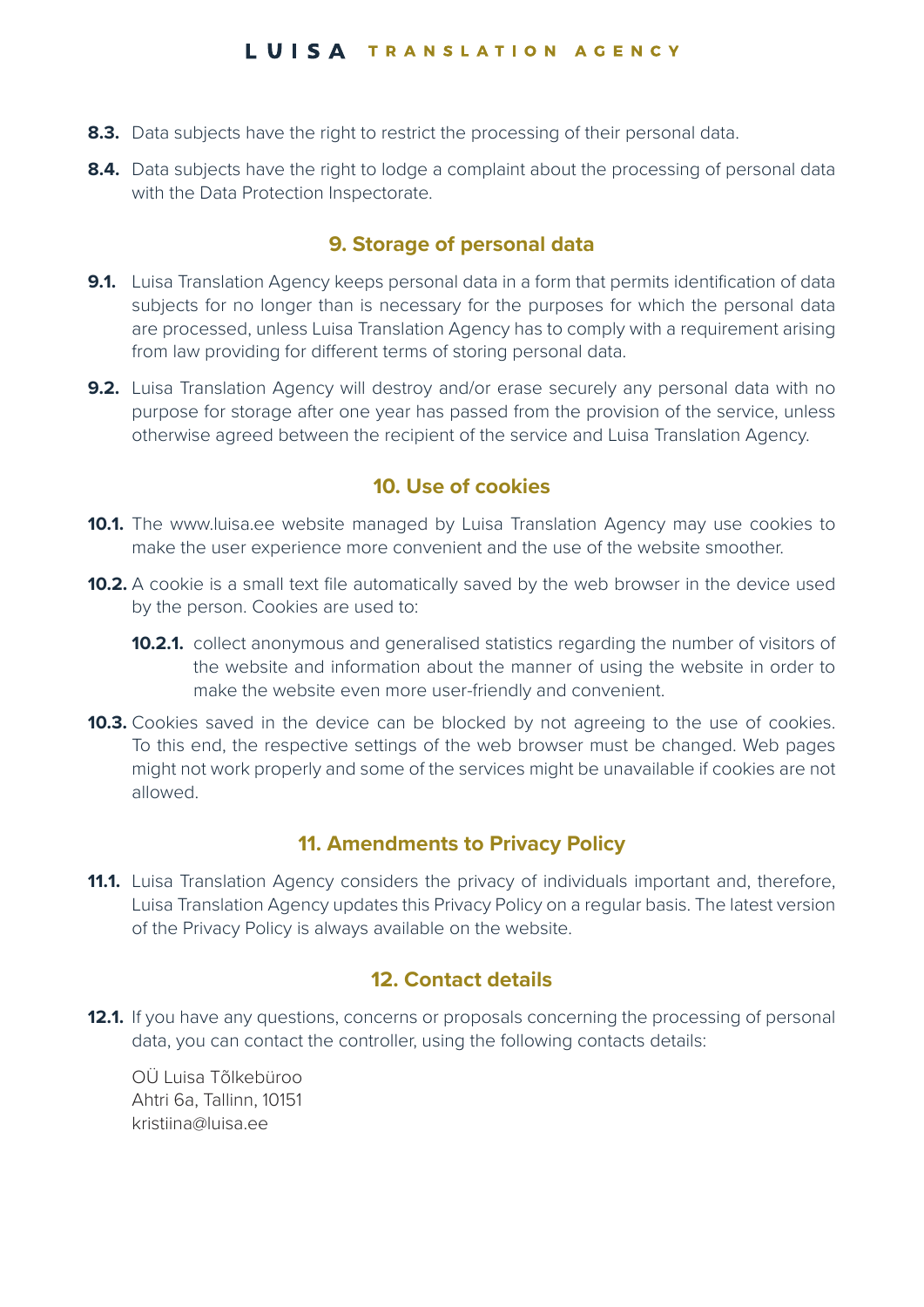**8.3.** Data subjects have the right to restrict the processing of their personal data.

**8.4.** Data subjects have the right to lodge a complaint about the processing of personal data with the Data Protection Inspectorate.

## 9. Storage of personal data

**9.1.** Luisa Translation Agency keeps personal data in a form that permits identification of data subjects for no longer than is necessary for the purposes for which the personal data are processed, unless Luisa Translation Agency has to comply with a requirement arising from law providing for different terms of storing personal data.

**9.2.** Luisa Translation Agency will destroy and/or erase securely any personal data with no purpose for storage after one year has passed from the provision of the service, unless otherwise agreed between the recipient of the service and Luisa Translation Agency.

## 10. Use of cookies

**10.1.** The www.luisa.ee website managed by Luisa Translation Agency may use cookies to make the user experience more convenient and the use of the website smoother.

**10.2.** A cookie is a small text file automatically saved by the web browser in the device used by the person. Cookies are used to:

- **10.2.1.** collect anonymous and generalised statistics regarding the number of visitors of the website and information about the manner of using the website in order to make the website even more user-friendly and convenient.

**10.3.** Cookies saved in the device can be blocked by not agreeing to the use of cookies. To this end, the respective settings of the web browser must be changed. Web pages might not work properly and some of the services might be unavailable if cookies are not allowed.

## 11. Amendments to Privacy Policy

**11.1.** Luisa Translation Agency considers the privacy of individuals important and, therefore, Luisa Translation Agency updates this Privacy Policy on a regular basis. The latest version of the Privacy Policy is always available on the website.

## 12. Contact details

**12.1.** If you have any questions, concerns or proposals concerning the processing of personal data, you can contact the controller, using the following contacts details:

OÜ Luisa Tõlkebüroo
Ahtri 6a, Tallinn, 10151
kristiina@luisa.ee